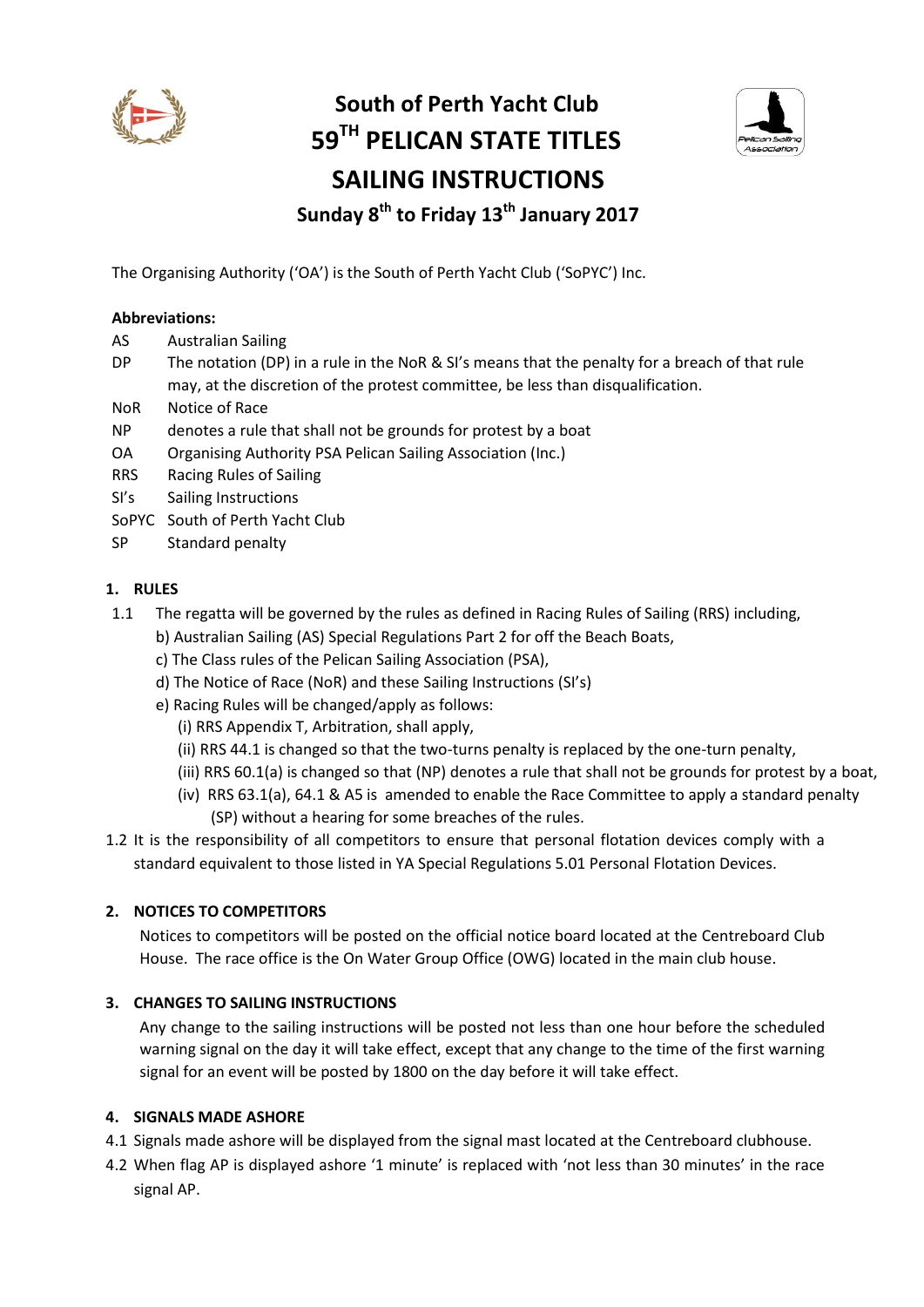# South of Perth Yacht Club
# 59TH PELICAN STATE TITLES
# SAILING INSTRUCTIONS
## Sunday 8th to Friday 13th January 2017

The Organising Authority ('OA') is the South of Perth Yacht Club ('SoPYC') Inc.

**Abbreviations:**

| | |
|---|---|
| AS | Australian Sailing |
| DP | The notation (DP) in a rule in the NoR & SI's means that the penalty for a breach of that rule may, at the discretion of the protest committee, be less than disqualification. |
| NoR | Notice of Race |
| NP | denotes a rule that shall not be grounds for protest by a boat |
| OA | Organising Authority PSA Pelican Sailing Association (Inc.) |
| RRS | Racing Rules of Sailing |
| SI's | Sailing Instructions |
| SoPYC | South of Perth Yacht Club |
| SP | Standard penalty |

### 1. RULES

1.1 The regatta will be governed by the rules as defined in Racing Rules of Sailing (RRS) including,

b) Australian Sailing (AS) Special Regulations Part 2 for off the Beach Boats,

c) The Class rules of the Pelican Sailing Association (PSA),

d) The Notice of Race (NoR) and these Sailing Instructions (SI's)

e) Racing Rules will be changed/apply as follows:

(i) RRS Appendix T, Arbitration, shall apply,

(ii) RRS 44.1 is changed so that the two-turns penalty is replaced by the one-turn penalty,

(iii) RRS 60.1(a) is changed so that (NP) denotes a rule that shall not be grounds for protest by a boat,

(iv) RRS 63.1(a), 64.1 & A5 is amended to enable the Race Committee to apply a standard penalty (SP) without a hearing for some breaches of the rules.

1.2 It is the responsibility of all competitors to ensure that personal flotation devices comply with a standard equivalent to those listed in YA Special Regulations 5.01 Personal Flotation Devices.

### 2. NOTICES TO COMPETITORS

Notices to competitors will be posted on the official notice board located at the Centreboard Club House. The race office is the On Water Group Office (OWG) located in the main club house.

### 3. CHANGES TO SAILING INSTRUCTIONS

Any change to the sailing instructions will be posted not less than one hour before the scheduled warning signal on the day it will take effect, except that any change to the time of the first warning signal for an event will be posted by 1800 on the day before it will take effect.

### 4. SIGNALS MADE ASHORE

4.1 Signals made ashore will be displayed from the signal mast located at the Centreboard clubhouse.

4.2 When flag AP is displayed ashore '1 minute' is replaced with 'not less than 30 minutes' in the race signal AP.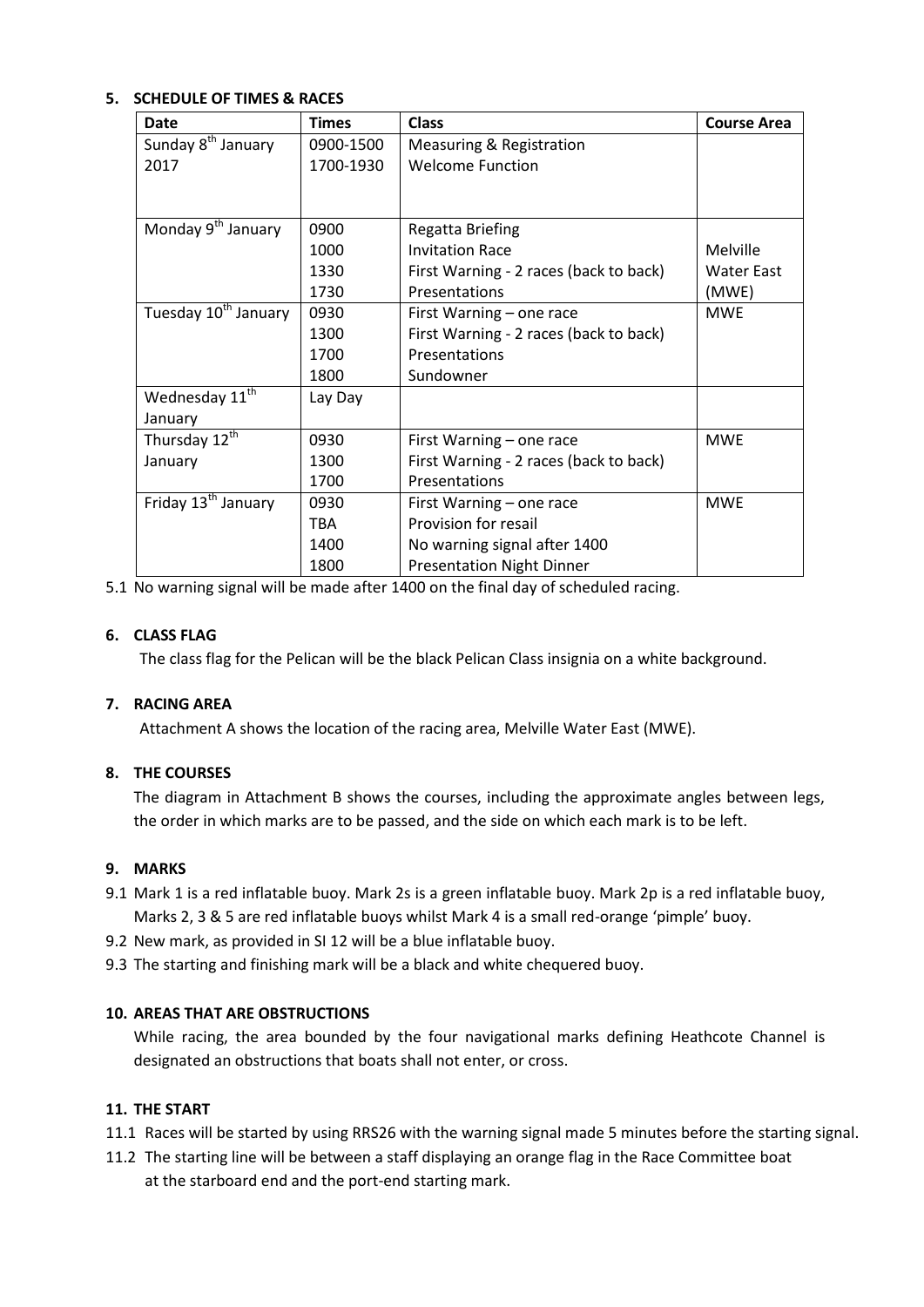## 5. SCHEDULE OF TIMES & RACES

| Date | Times | Class | Course Area |
|---|---|---|---|
| Sunday 8th January 2017 | 0900-1500<br>1700-1930 | Measuring & Registration<br>Welcome Function | |
| Monday 9th January | 0900<br>1000<br>1330<br>1730 | Regatta Briefing<br>Invitation Race<br>First Warning - 2 races (back to back)<br>Presentations | Melville Water East (MWE) |
| Tuesday 10th January | 0930<br>1300<br>1700<br>1800 | First Warning – one race<br>First Warning - 2 races (back to back)<br>Presentations<br>Sundowner | MWE |
| Wednesday 11th January | Lay Day | | |
| Thursday 12th January | 0930<br>1300<br>1700 | First Warning – one race<br>First Warning - 2 races (back to back)<br>Presentations | MWE |
| Friday 13th January | 0930<br>TBA<br>1400<br>1800 | First Warning – one race<br>Provision for resail<br>No warning signal after 1400<br>Presentation Night Dinner | MWE |

5.1 No warning signal will be made after 1400 on the final day of scheduled racing.

## 6. CLASS FLAG

The class flag for the Pelican will be the black Pelican Class insignia on a white background.

## 7. RACING AREA

Attachment A shows the location of the racing area, Melville Water East (MWE).

## 8. THE COURSES

The diagram in Attachment B shows the courses, including the approximate angles between legs, the order in which marks are to be passed, and the side on which each mark is to be left.

## 9. MARKS

9.1 Mark 1 is a red inflatable buoy. Mark 2s is a green inflatable buoy. Mark 2p is a red inflatable buoy, Marks 2, 3 & 5 are red inflatable buoys whilst Mark 4 is a small red-orange 'pimple' buoy.

9.2 New mark, as provided in SI 12 will be a blue inflatable buoy.

9.3 The starting and finishing mark will be a black and white chequered buoy.

## 10. AREAS THAT ARE OBSTRUCTIONS

While racing, the area bounded by the four navigational marks defining Heathcote Channel is designated an obstructions that boats shall not enter, or cross.

## 11. THE START

11.1 Races will be started by using RRS26 with the warning signal made 5 minutes before the starting signal.

11.2 The starting line will be between a staff displaying an orange flag in the Race Committee boat at the starboard end and the port-end starting mark.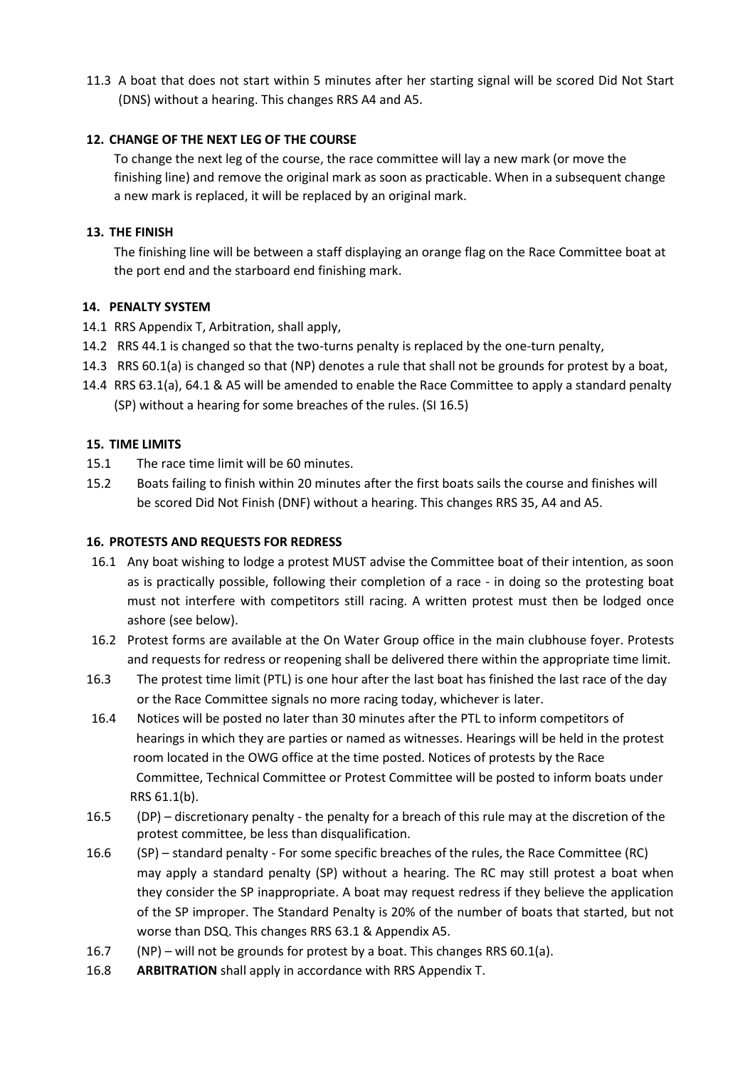11.3 A boat that does not start within 5 minutes after her starting signal will be scored Did Not Start (DNS) without a hearing. This changes RRS A4 and A5.

### 12. CHANGE OF THE NEXT LEG OF THE COURSE

To change the next leg of the course, the race committee will lay a new mark (or move the finishing line) and remove the original mark as soon as practicable. When in a subsequent change a new mark is replaced, it will be replaced by an original mark.

### 13. THE FINISH

The finishing line will be between a staff displaying an orange flag on the Race Committee boat at the port end and the starboard end finishing mark.

### 14. PENALTY SYSTEM

14.1 RRS Appendix T, Arbitration, shall apply,

14.2 RRS 44.1 is changed so that the two-turns penalty is replaced by the one-turn penalty,

14.3 RRS 60.1(a) is changed so that (NP) denotes a rule that shall not be grounds for protest by a boat,

14.4 RRS 63.1(a), 64.1 & A5 will be amended to enable the Race Committee to apply a standard penalty (SP) without a hearing for some breaches of the rules. (SI 16.5)

### 15. TIME LIMITS

15.1 The race time limit will be 60 minutes.

15.2 Boats failing to finish within 20 minutes after the first boats sails the course and finishes will be scored Did Not Finish (DNF) without a hearing. This changes RRS 35, A4 and A5.

### 16. PROTESTS AND REQUESTS FOR REDRESS

16.1 Any boat wishing to lodge a protest MUST advise the Committee boat of their intention, as soon as is practically possible, following their completion of a race - in doing so the protesting boat must not interfere with competitors still racing. A written protest must then be lodged once ashore (see below).

16.2 Protest forms are available at the On Water Group office in the main clubhouse foyer. Protests and requests for redress or reopening shall be delivered there within the appropriate time limit.

16.3 The protest time limit (PTL) is one hour after the last boat has finished the last race of the day or the Race Committee signals no more racing today, whichever is later.

16.4 Notices will be posted no later than 30 minutes after the PTL to inform competitors of hearings in which they are parties or named as witnesses. Hearings will be held in the protest room located in the OWG office at the time posted. Notices of protests by the Race Committee, Technical Committee or Protest Committee will be posted to inform boats under RRS 61.1(b).

16.5 (DP) – discretionary penalty - the penalty for a breach of this rule may at the discretion of the protest committee, be less than disqualification.

16.6 (SP) – standard penalty - For some specific breaches of the rules, the Race Committee (RC) may apply a standard penalty (SP) without a hearing. The RC may still protest a boat when they consider the SP inappropriate. A boat may request redress if they believe the application of the SP improper. The Standard Penalty is 20% of the number of boats that started, but not worse than DSQ. This changes RRS 63.1 & Appendix A5.

16.7 (NP) – will not be grounds for protest by a boat. This changes RRS 60.1(a).

16.8 **ARBITRATION** shall apply in accordance with RRS Appendix T.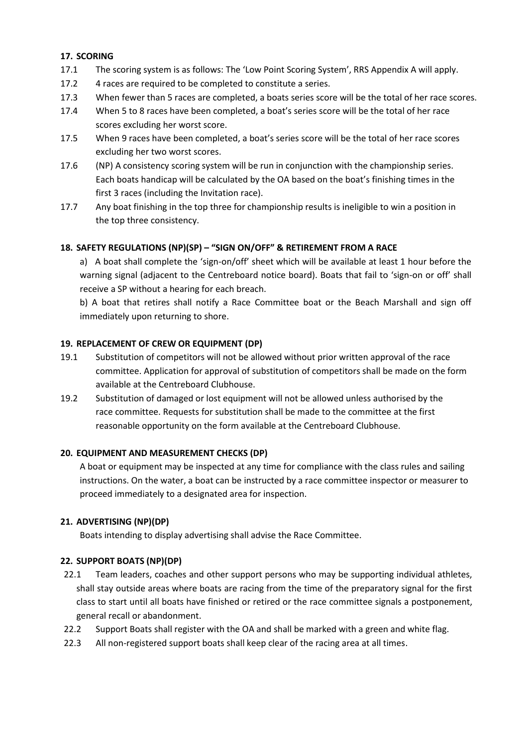## 17. SCORING

17.1 The scoring system is as follows: The 'Low Point Scoring System', RRS Appendix A will apply.

17.2 4 races are required to be completed to constitute a series.

17.3 When fewer than 5 races are completed, a boats series score will be the total of her race scores.

17.4 When 5 to 8 races have been completed, a boat's series score will be the total of her race scores excluding her worst score.

17.5 When 9 races have been completed, a boat's series score will be the total of her race scores excluding her two worst scores.

17.6 (NP) A consistency scoring system will be run in conjunction with the championship series. Each boats handicap will be calculated by the OA based on the boat's finishing times in the first 3 races (including the Invitation race).

17.7 Any boat finishing in the top three for championship results is ineligible to win a position in the top three consistency.

## 18. SAFETY REGULATIONS (NP)(SP) – "SIGN ON/OFF" & RETIREMENT FROM A RACE

a) A boat shall complete the 'sign-on/off' sheet which will be available at least 1 hour before the warning signal (adjacent to the Centreboard notice board). Boats that fail to 'sign-on or off' shall receive a SP without a hearing for each breach.

b) A boat that retires shall notify a Race Committee boat or the Beach Marshall and sign off immediately upon returning to shore.

## 19. REPLACEMENT OF CREW OR EQUIPMENT (DP)

19.1 Substitution of competitors will not be allowed without prior written approval of the race committee. Application for approval of substitution of competitors shall be made on the form available at the Centreboard Clubhouse.

19.2 Substitution of damaged or lost equipment will not be allowed unless authorised by the race committee. Requests for substitution shall be made to the committee at the first reasonable opportunity on the form available at the Centreboard Clubhouse.

## 20. EQUIPMENT AND MEASUREMENT CHECKS (DP)

A boat or equipment may be inspected at any time for compliance with the class rules and sailing instructions. On the water, a boat can be instructed by a race committee inspector or measurer to proceed immediately to a designated area for inspection.

## 21. ADVERTISING (NP)(DP)

Boats intending to display advertising shall advise the Race Committee.

## 22. SUPPORT BOATS (NP)(DP)

22.1 Team leaders, coaches and other support persons who may be supporting individual athletes, shall stay outside areas where boats are racing from the time of the preparatory signal for the first class to start until all boats have finished or retired or the race committee signals a postponement, general recall or abandonment.

22.2 Support Boats shall register with the OA and shall be marked with a green and white flag.

22.3 All non-registered support boats shall keep clear of the racing area at all times.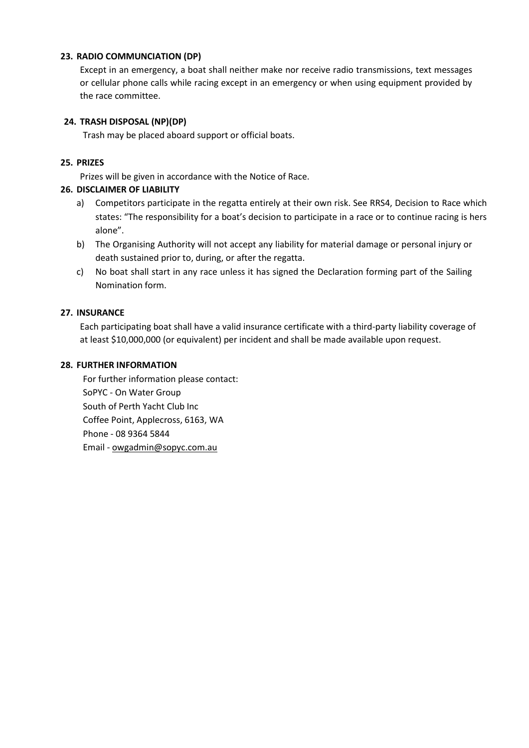## 23. RADIO COMMUNCIATION (DP)

Except in an emergency, a boat shall neither make nor receive radio transmissions, text messages or cellular phone calls while racing except in an emergency or when using equipment provided by the race committee.

## 24. TRASH DISPOSAL (NP)(DP)

Trash may be placed aboard support or official boats.

## 25. PRIZES

Prizes will be given in accordance with the Notice of Race.

## 26. DISCLAIMER OF LIABILITY

a) Competitors participate in the regatta entirely at their own risk. See RRS4, Decision to Race which states: "The responsibility for a boat's decision to participate in a race or to continue racing is hers alone".

b) The Organising Authority will not accept any liability for material damage or personal injury or death sustained prior to, during, or after the regatta.

c) No boat shall start in any race unless it has signed the Declaration forming part of the Sailing Nomination form.

## 27. INSURANCE

Each participating boat shall have a valid insurance certificate with a third-party liability coverage of at least $10,000,000 (or equivalent) per incident and shall be made available upon request.

## 28. FURTHER INFORMATION

For further information please contact:
SoPYC - On Water Group
South of Perth Yacht Club Inc
Coffee Point, Applecross, 6163, WA
Phone - 08 9364 5844
Email - owgadmin@sopyc.com.au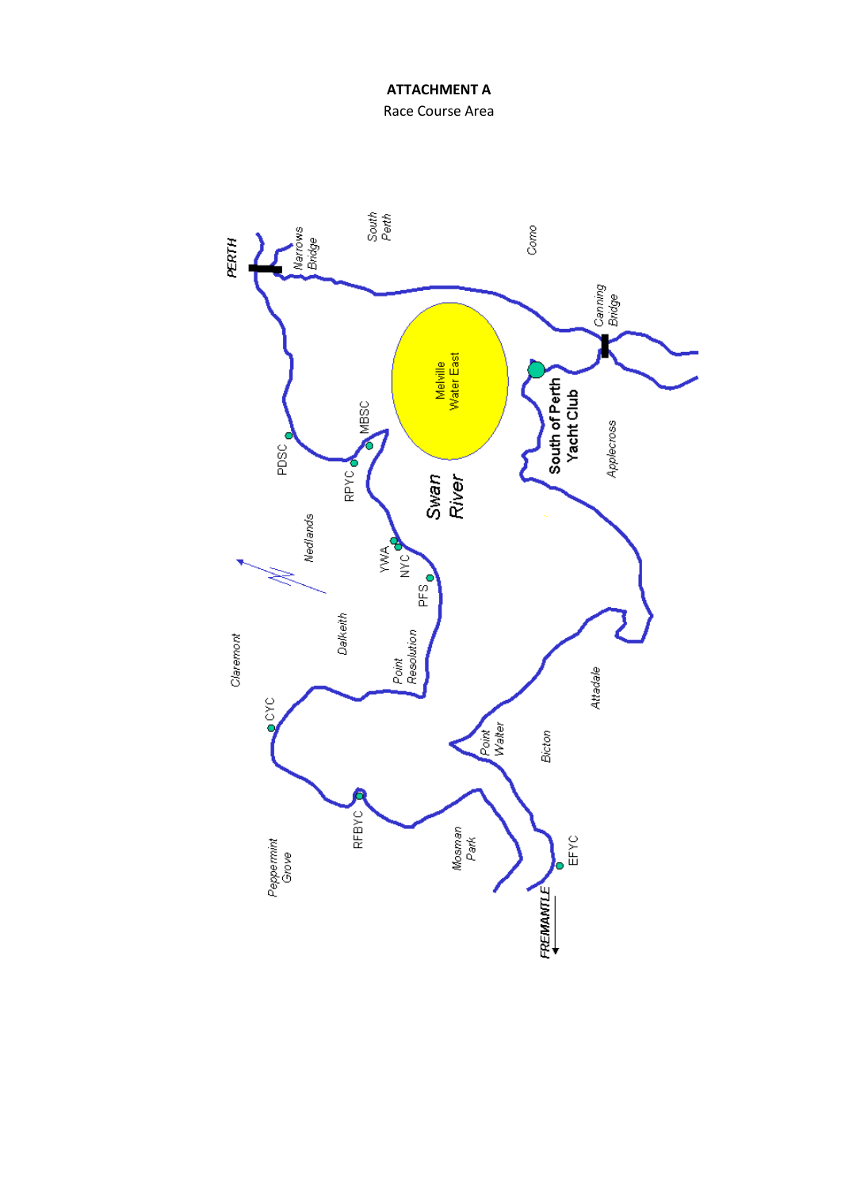**ATTACHMENT A**

Race Course Area

PERTH

Narrows Bridge

South Perth

Como

Canning Bridge

Melville Water East

South of Perth Yacht Club

Applecross

Swan River

MBSC

PDSC

RPYC

Nedlands

YWA

NYC

PFS

Dalkeith

Point Resolution

Claremont

CYC

Attadale

Point Walter

Bicton

RFBYC

Peppermint Grove

Mosman Park

EFYC

FREMANTLE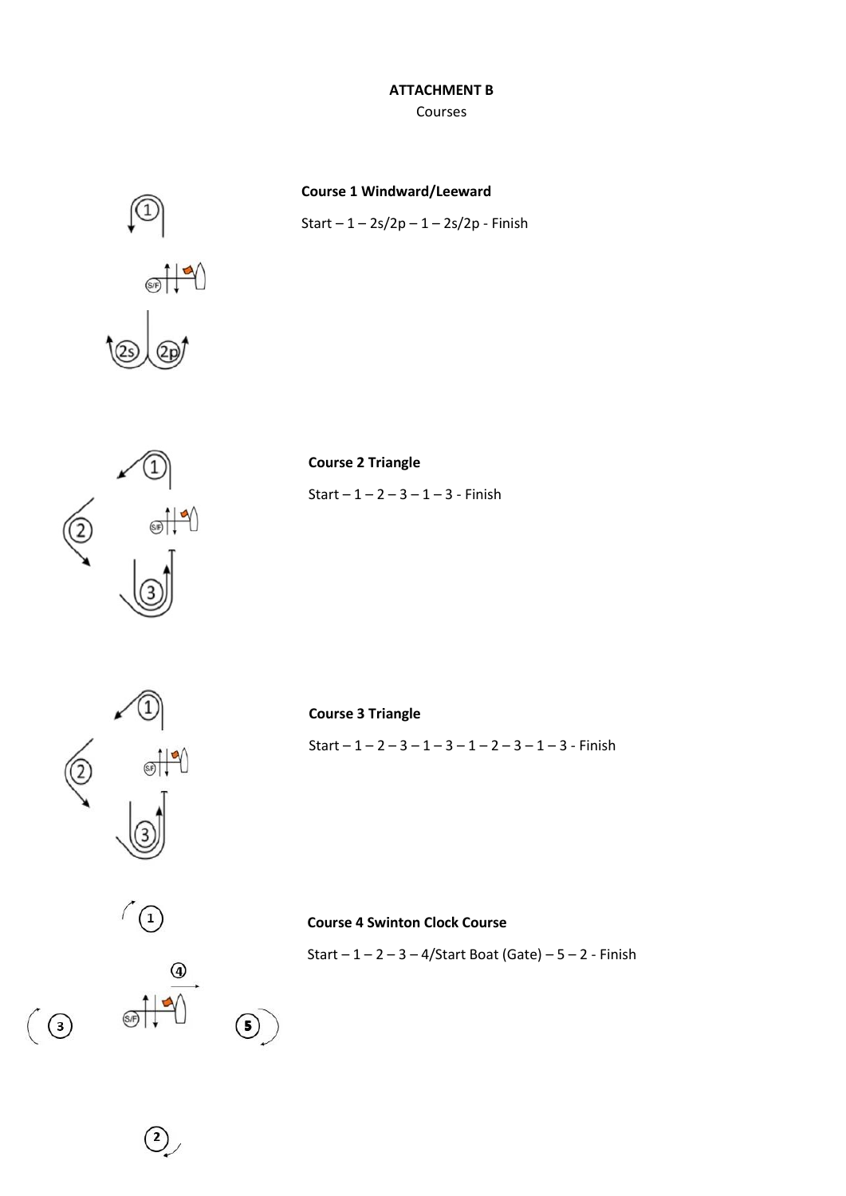**ATTACHMENT B**

Courses

**Course 1 Windward/Leeward**

Start – 1 – 2s/2p – 1 – 2s/2p - Finish

**Course 2 Triangle**

Start – 1 – 2 – 3 – 1 – 3 - Finish

**Course 3 Triangle**

Start – 1 – 2 – 3 – 1 – 3 – 1 – 2 – 3 – 1 – 3 - Finish

**Course 4 Swinton Clock Course**

Start – 1 – 2 – 3 – 4/Start Boat (Gate) – 5 – 2 - Finish